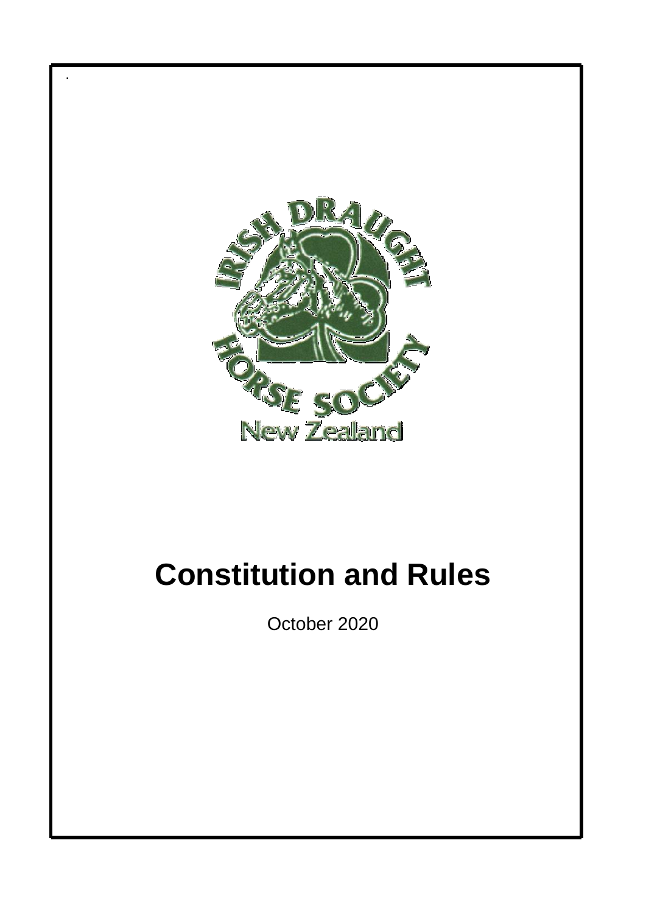# Constitution and Rules

October 2020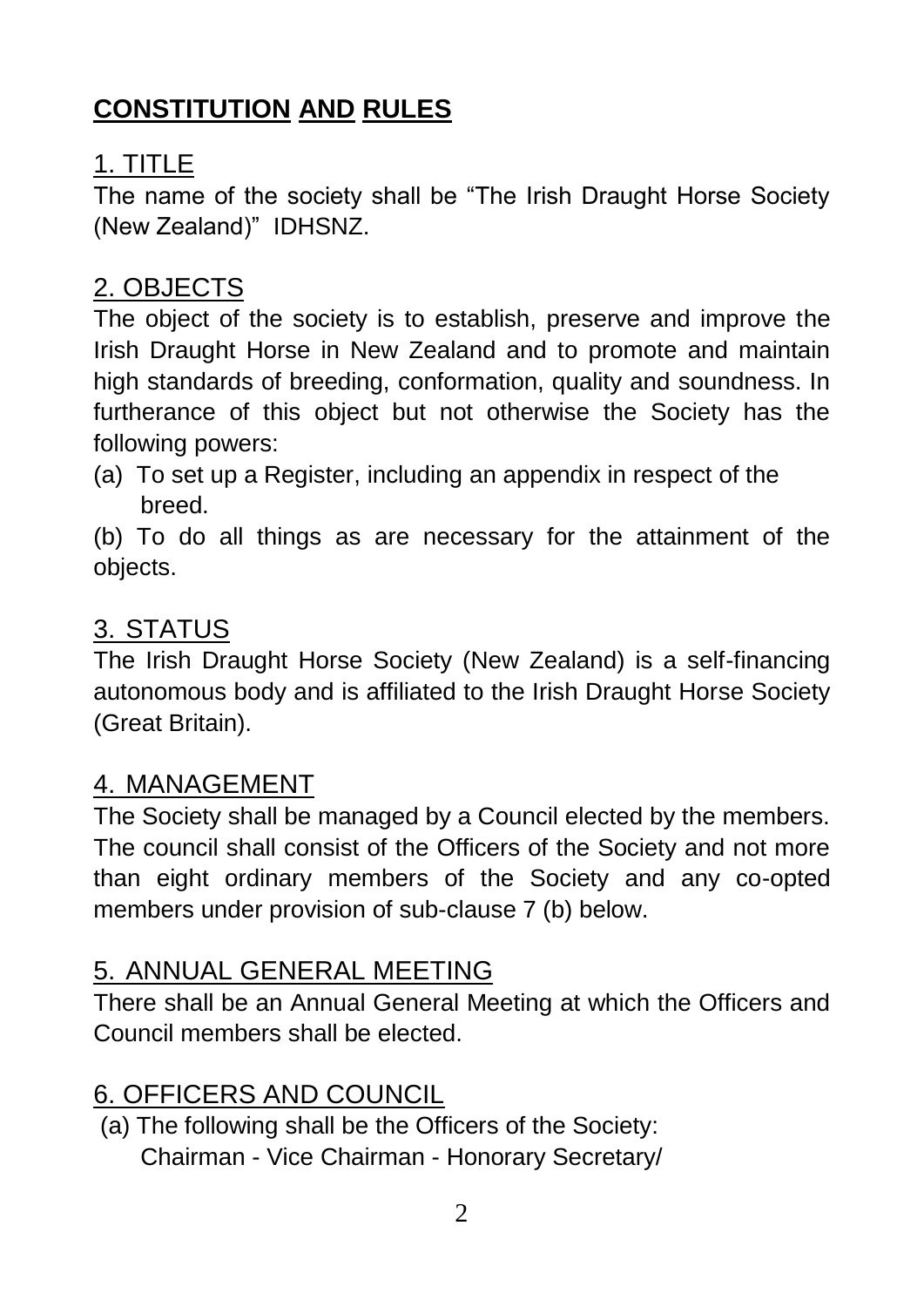# CONSTITUTION AND RULES

## 1. TITLE

The name of the society shall be "The Irish Draught Horse Society (New Zealand)" IDHSNZ.

## 2. OBJECTS

The object of the society is to establish, preserve and improve the Irish Draught Horse in New Zealand and to promote and maintain high standards of breeding, conformation, quality and soundness. In furtherance of this object but not otherwise the Society has the following powers:

(a) To set up a Register, including an appendix in respect of the breed.

(b) To do all things as are necessary for the attainment of the objects.

## 3. STATUS

The Irish Draught Horse Society (New Zealand) is a self-financing autonomous body and is affiliated to the Irish Draught Horse Society (Great Britain).

## 4. MANAGEMENT

The Society shall be managed by a Council elected by the members. The council shall consist of the Officers of the Society and not more than eight ordinary members of the Society and any co-opted members under provision of sub-clause 7 (b) below.

## 5. ANNUAL GENERAL MEETING

There shall be an Annual General Meeting at which the Officers and Council members shall be elected.

## 6. OFFICERS AND COUNCIL

(a) The following shall be the Officers of the Society:
Chairman - Vice Chairman - Honorary Secretary/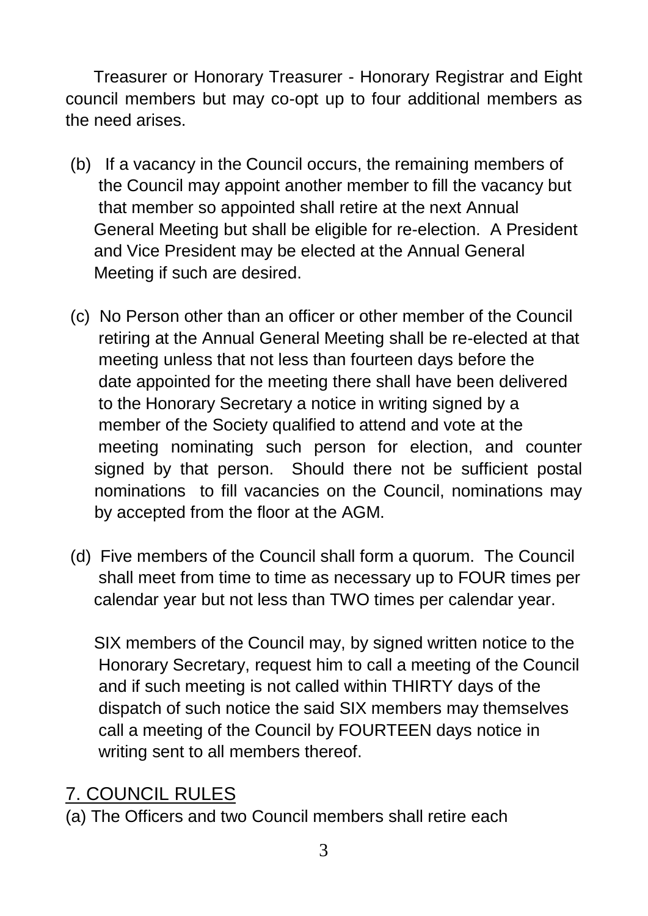Treasurer or Honorary Treasurer - Honorary Registrar and Eight council members but may co-opt up to four additional members as the need arises.

(b) If a vacancy in the Council occurs, the remaining members of the Council may appoint another member to fill the vacancy but that member so appointed shall retire at the next Annual General Meeting but shall be eligible for re-election. A President and Vice President may be elected at the Annual General Meeting if such are desired.

(c) No Person other than an officer or other member of the Council retiring at the Annual General Meeting shall be re-elected at that meeting unless that not less than fourteen days before the date appointed for the meeting there shall have been delivered to the Honorary Secretary a notice in writing signed by a member of the Society qualified to attend and vote at the meeting nominating such person for election, and counter signed by that person. Should there not be sufficient postal nominations to fill vacancies on the Council, nominations may by accepted from the floor at the AGM.

(d) Five members of the Council shall form a quorum. The Council shall meet from time to time as necessary up to FOUR times per calendar year but not less than TWO times per calendar year.

SIX members of the Council may, by signed written notice to the Honorary Secretary, request him to call a meeting of the Council and if such meeting is not called within THIRTY days of the dispatch of such notice the said SIX members may themselves call a meeting of the Council by FOURTEEN days notice in writing sent to all members thereof.

## 7. COUNCIL RULES

(a) The Officers and two Council members shall retire each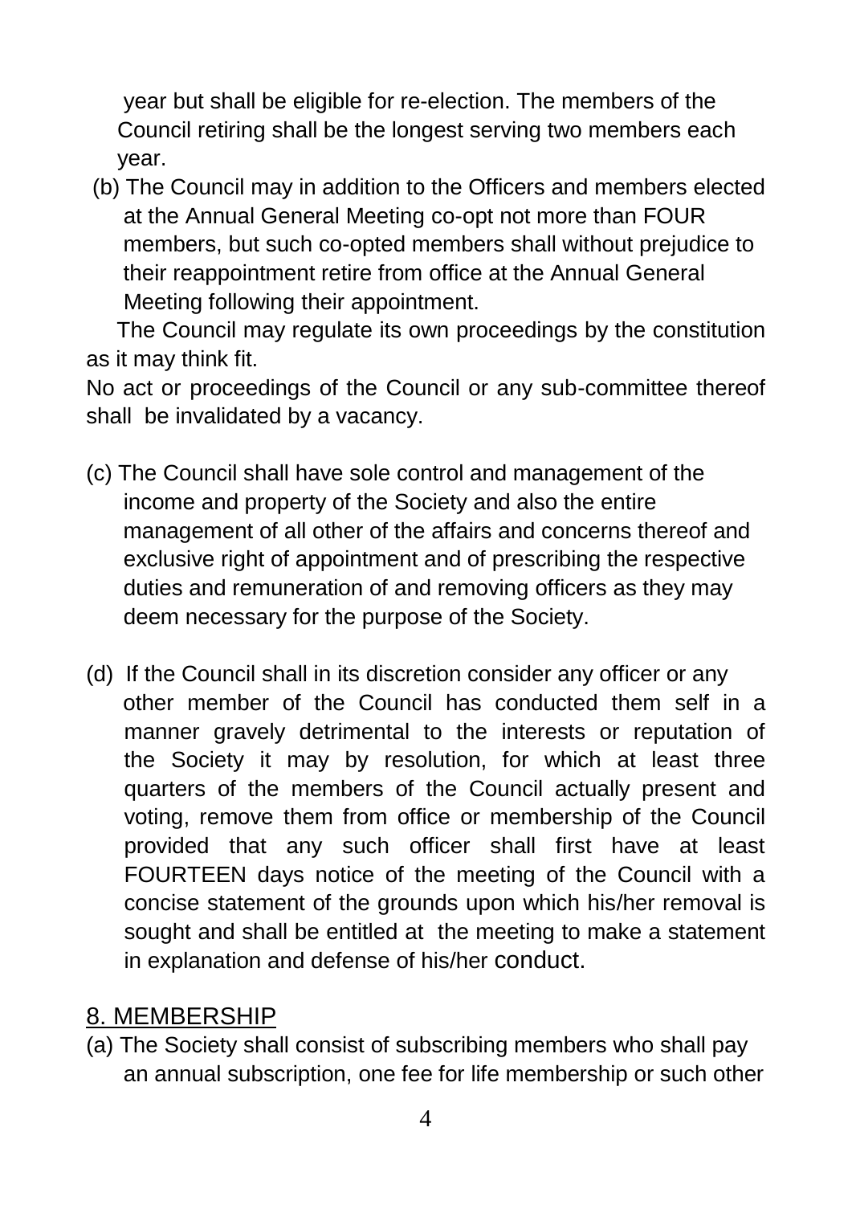year but shall be eligible for re-election. The members of the Council retiring shall be the longest serving two members each year.

(b) The Council may in addition to the Officers and members elected at the Annual General Meeting co-opt not more than FOUR members, but such co-opted members shall without prejudice to their reappointment retire from office at the Annual General Meeting following their appointment.

The Council may regulate its own proceedings by the constitution as it may think fit.

No act or proceedings of the Council or any sub-committee thereof shall be invalidated by a vacancy.

(c) The Council shall have sole control and management of the income and property of the Society and also the entire management of all other of the affairs and concerns thereof and exclusive right of appointment and of prescribing the respective duties and remuneration of and removing officers as they may deem necessary for the purpose of the Society.

(d) If the Council shall in its discretion consider any officer or any other member of the Council has conducted them self in a manner gravely detrimental to the interests or reputation of the Society it may by resolution, for which at least three quarters of the members of the Council actually present and voting, remove them from office or membership of the Council provided that any such officer shall first have at least FOURTEEN days notice of the meeting of the Council with a concise statement of the grounds upon which his/her removal is sought and shall be entitled at the meeting to make a statement in explanation and defense of his/her conduct.

## 8. MEMBERSHIP

(a) The Society shall consist of subscribing members who shall pay an annual subscription, one fee for life membership or such other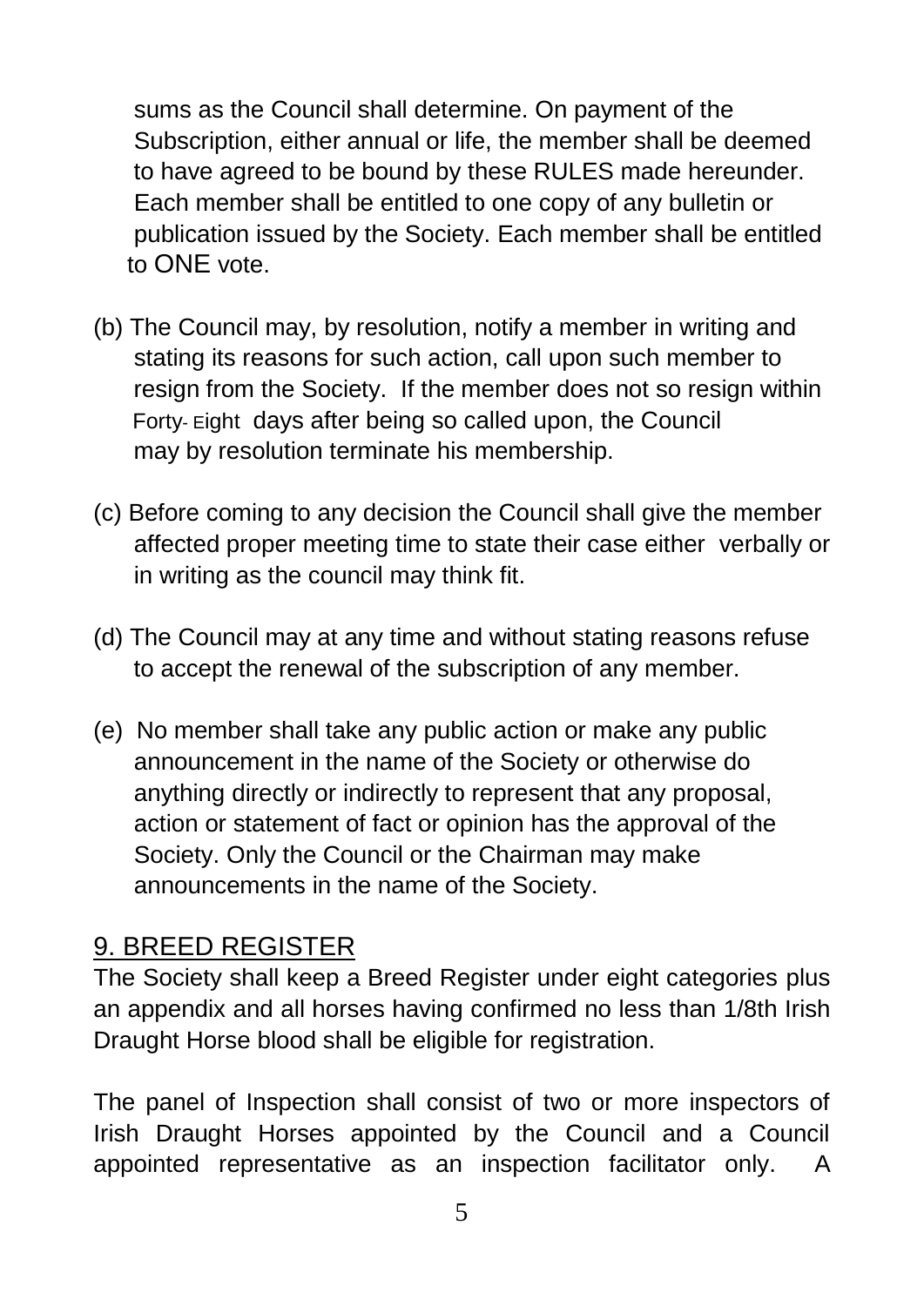sums as the Council shall determine. On payment of the Subscription, either annual or life, the member shall be deemed to have agreed to be bound by these RULES made hereunder. Each member shall be entitled to one copy of any bulletin or publication issued by the Society. Each member shall be entitled to ONE vote.

(b) The Council may, by resolution, notify a member in writing and stating its reasons for such action, call upon such member to resign from the Society. If the member does not so resign within Forty- Eight days after being so called upon, the Council may by resolution terminate his membership.

(c) Before coming to any decision the Council shall give the member affected proper meeting time to state their case either verbally or in writing as the council may think fit.

(d) The Council may at any time and without stating reasons refuse to accept the renewal of the subscription of any member.

(e) No member shall take any public action or make any public announcement in the name of the Society or otherwise do anything directly or indirectly to represent that any proposal, action or statement of fact or opinion has the approval of the Society. Only the Council or the Chairman may make announcements in the name of the Society.

## 9. BREED REGISTER

The Society shall keep a Breed Register under eight categories plus an appendix and all horses having confirmed no less than 1/8th Irish Draught Horse blood shall be eligible for registration.

The panel of Inspection shall consist of two or more inspectors of Irish Draught Horses appointed by the Council and a Council appointed representative as an inspection facilitator only. A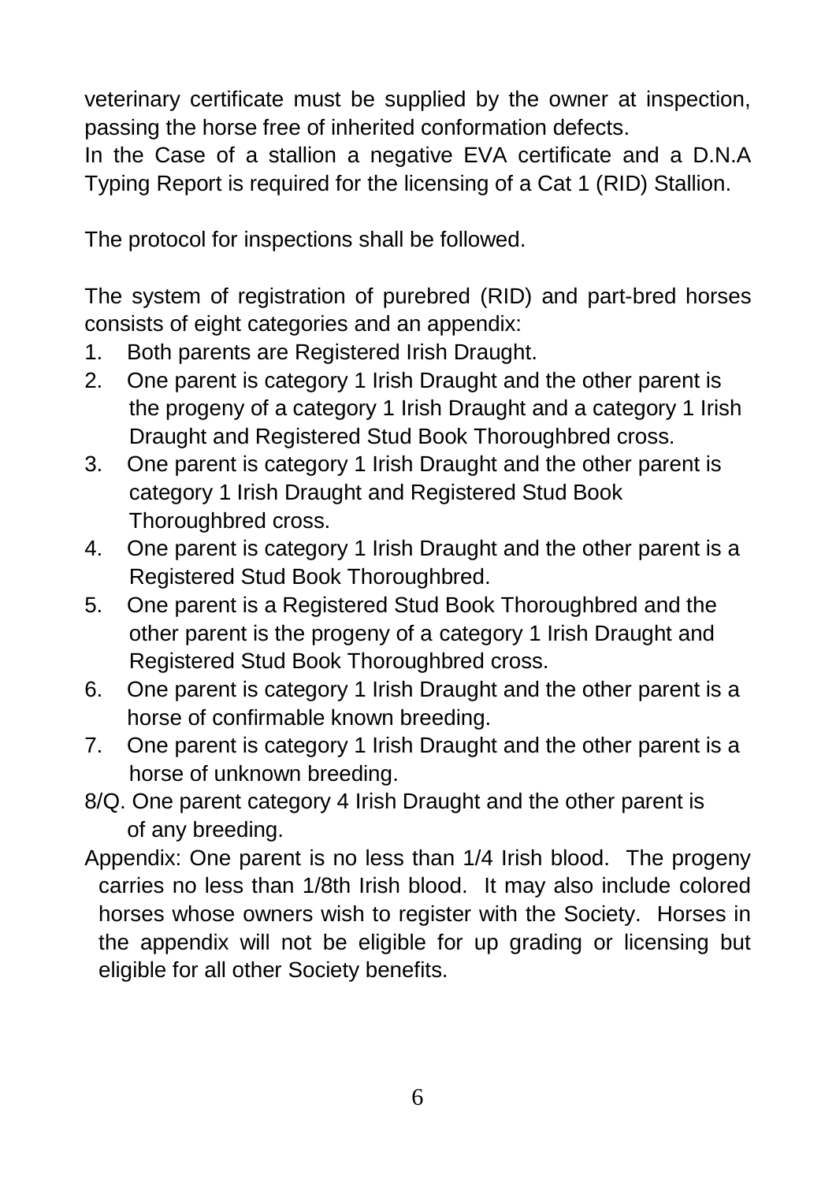veterinary certificate must be supplied by the owner at inspection, passing the horse free of inherited conformation defects.
In the Case of a stallion a negative EVA certificate and a D.N.A Typing Report is required for the licensing of a Cat 1 (RID) Stallion.

The protocol for inspections shall be followed.

The system of registration of purebred (RID) and part-bred horses consists of eight categories and an appendix:

1. Both parents are Registered Irish Draught.
2. One parent is category 1 Irish Draught and the other parent is the progeny of a category 1 Irish Draught and a category 1 Irish Draught and Registered Stud Book Thoroughbred cross.
3. One parent is category 1 Irish Draught and the other parent is category 1 Irish Draught and Registered Stud Book Thoroughbred cross.
4. One parent is category 1 Irish Draught and the other parent is a Registered Stud Book Thoroughbred.
5. One parent is a Registered Stud Book Thoroughbred and the other parent is the progeny of a category 1 Irish Draught and Registered Stud Book Thoroughbred cross.
6. One parent is category 1 Irish Draught and the other parent is a horse of confirmable known breeding.
7. One parent is category 1 Irish Draught and the other parent is a horse of unknown breeding.

8/Q. One parent category 4 Irish Draught and the other parent is of any breeding.

Appendix: One parent is no less than 1/4 Irish blood. The progeny carries no less than 1/8th Irish blood. It may also include colored horses whose owners wish to register with the Society. Horses in the appendix will not be eligible for up grading or licensing but eligible for all other Society benefits.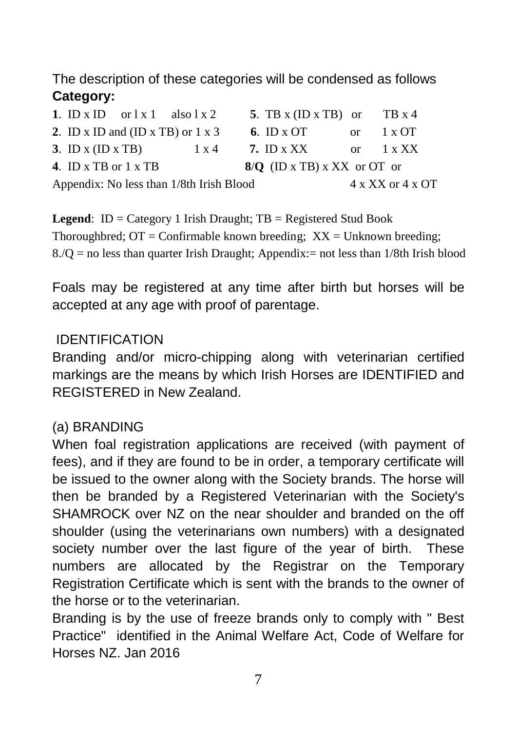The description of these categories will be condensed as follows

**Category:**

| | | | |
|---|---|---|---|
| **1**. ID x ID or l x 1 also l x 2 | | **5**. TB x (ID x TB) or | TB x 4 |
| **2**. ID x ID and (ID x TB) or 1 x 3 | | **6**. ID x OT or | 1 x OT |
| **3**. ID x (ID x TB) | 1 x 4 | **7.** ID x XX or | 1 x XX |
| **4**. ID x TB or 1 x TB | | **8/Q** (ID x TB) x XX or OT or | |
| Appendix: No less than 1/8th Irish Blood | | | 4 x XX or 4 x OT |

**Legend**: ID = Category 1 Irish Draught; TB = Registered Stud Book Thoroughbred; OT = Confirmable known breeding; XX = Unknown breeding; 8./Q = no less than quarter Irish Draught; Appendix:= not less than 1/8th Irish blood

Foals may be registered at any time after birth but horses will be accepted at any age with proof of parentage.

## IDENTIFICATION

Branding and/or micro-chipping along with veterinarian certified markings are the means by which Irish Horses are IDENTIFIED and REGISTERED in New Zealand.

### (a) BRANDING

When foal registration applications are received (with payment of fees), and if they are found to be in order, a temporary certificate will be issued to the owner along with the Society brands. The horse will then be branded by a Registered Veterinarian with the Society's SHAMROCK over NZ on the near shoulder and branded on the off shoulder (using the veterinarians own numbers) with a designated society number over the last figure of the year of birth. These numbers are allocated by the Registrar on the Temporary Registration Certificate which is sent with the brands to the owner of the horse or to the veterinarian.

Branding is by the use of freeze brands only to comply with " Best Practice" identified in the Animal Welfare Act, Code of Welfare for Horses NZ. Jan 2016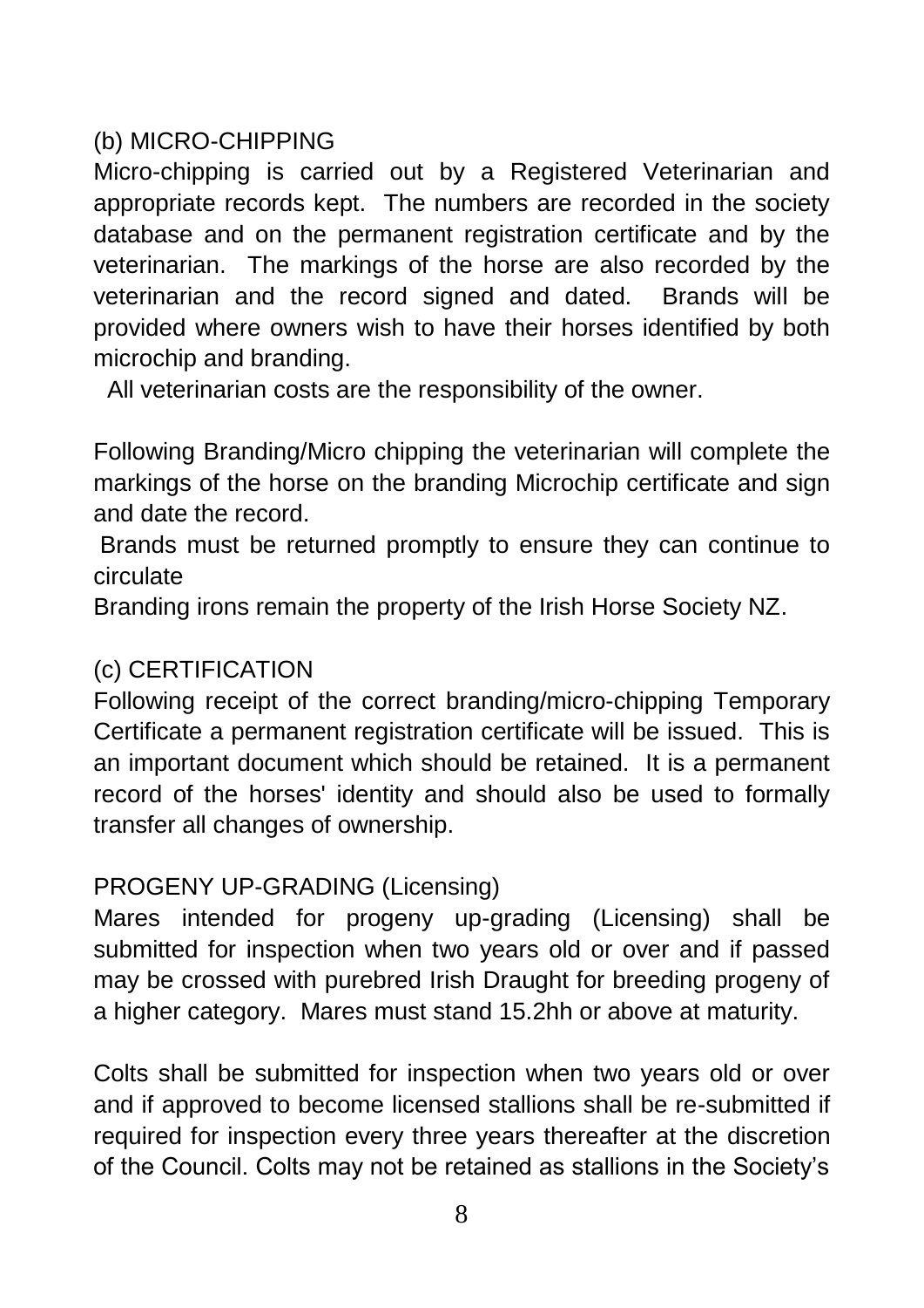(b) MICRO-CHIPPING

Micro-chipping is carried out by a Registered Veterinarian and appropriate records kept. The numbers are recorded in the society database and on the permanent registration certificate and by the veterinarian. The markings of the horse are also recorded by the veterinarian and the record signed and dated. Brands will be provided where owners wish to have their horses identified by both microchip and branding.

All veterinarian costs are the responsibility of the owner.

Following Branding/Micro chipping the veterinarian will complete the markings of the horse on the branding Microchip certificate and sign and date the record.

Brands must be returned promptly to ensure they can continue to circulate

Branding irons remain the property of the Irish Horse Society NZ.

(c) CERTIFICATION

Following receipt of the correct branding/micro-chipping Temporary Certificate a permanent registration certificate will be issued. This is an important document which should be retained. It is a permanent record of the horses' identity and should also be used to formally transfer all changes of ownership.

PROGENY UP-GRADING (Licensing)

Mares intended for progeny up-grading (Licensing) shall be submitted for inspection when two years old or over and if passed may be crossed with purebred Irish Draught for breeding progeny of a higher category. Mares must stand 15.2hh or above at maturity.

Colts shall be submitted for inspection when two years old or over and if approved to become licensed stallions shall be re-submitted if required for inspection every three years thereafter at the discretion of the Council. Colts may not be retained as stallions in the Society's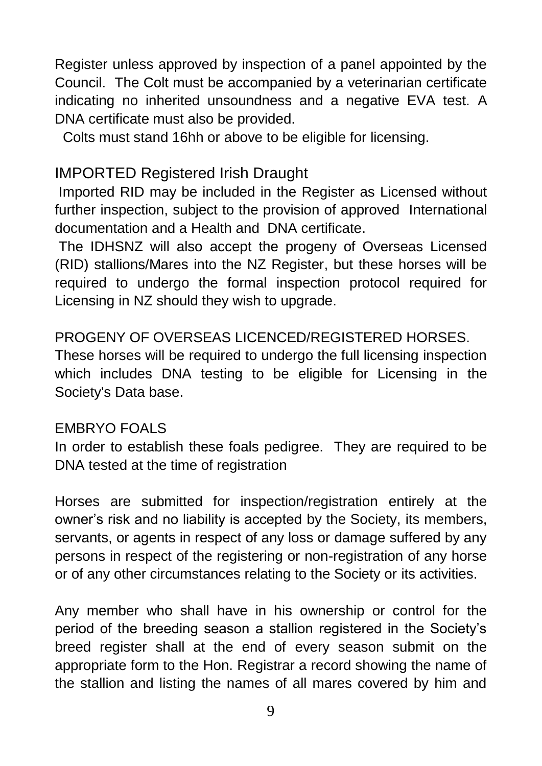Register unless approved by inspection of a panel appointed by the Council. The Colt must be accompanied by a veterinarian certificate indicating no inherited unsoundness and a negative EVA test. A DNA certificate must also be provided.

Colts must stand 16hh or above to be eligible for licensing.

## IMPORTED Registered Irish Draught

Imported RID may be included in the Register as Licensed without further inspection, subject to the provision of approved International documentation and a Health and DNA certificate.

The IDHSNZ will also accept the progeny of Overseas Licensed (RID) stallions/Mares into the NZ Register, but these horses will be required to undergo the formal inspection protocol required for Licensing in NZ should they wish to upgrade.

### PROGENY OF OVERSEAS LICENCED/REGISTERED HORSES.

These horses will be required to undergo the full licensing inspection which includes DNA testing to be eligible for Licensing in the Society's Data base.

### EMBRYO FOALS

In order to establish these foals pedigree. They are required to be DNA tested at the time of registration

Horses are submitted for inspection/registration entirely at the owner's risk and no liability is accepted by the Society, its members, servants, or agents in respect of any loss or damage suffered by any persons in respect of the registering or non-registration of any horse or of any other circumstances relating to the Society or its activities.

Any member who shall have in his ownership or control for the period of the breeding season a stallion registered in the Society's breed register shall at the end of every season submit on the appropriate form to the Hon. Registrar a record showing the name of the stallion and listing the names of all mares covered by him and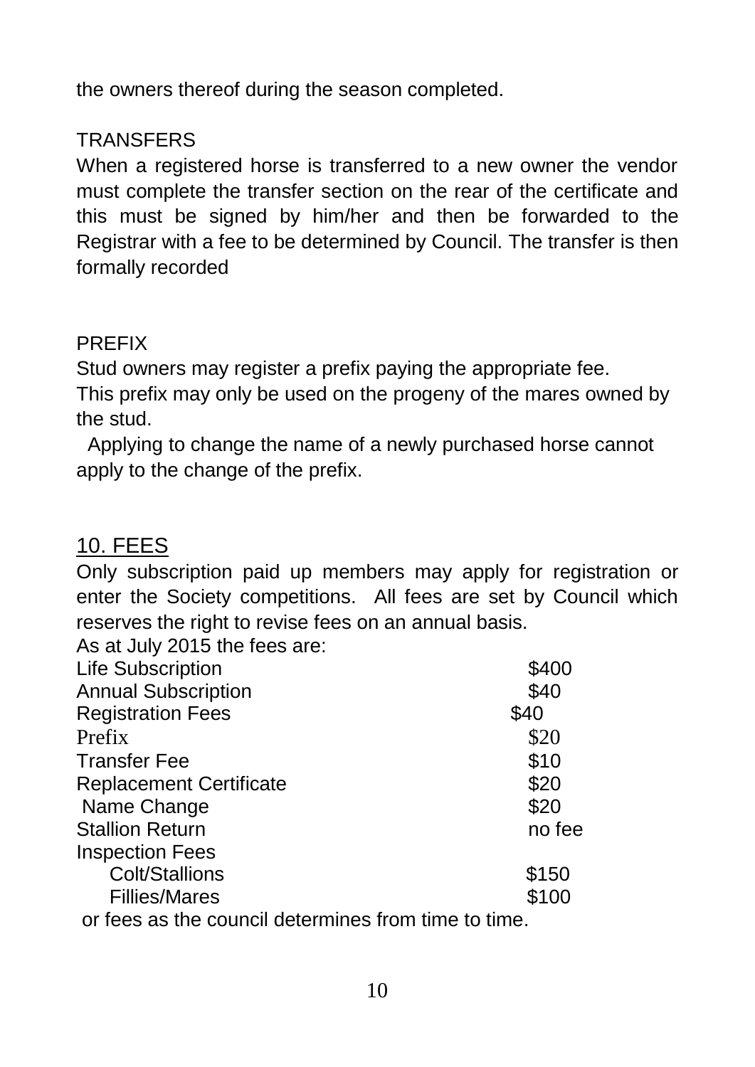the owners thereof during the season completed.

### TRANSFERS

When a registered horse is transferred to a new owner the vendor must complete the transfer section on the rear of the certificate and this must be signed by him/her and then be forwarded to the Registrar with a fee to be determined by Council. The transfer is then formally recorded

### PREFIX

Stud owners may register a prefix paying the appropriate fee.
This prefix may only be used on the progeny of the mares owned by the stud.

Applying to change the name of a newly purchased horse cannot apply to the change of the prefix.

## 10. FEES

Only subscription paid up members may apply for registration or enter the Society competitions. All fees are set by Council which reserves the right to revise fees on an annual basis.

As at July 2015 the fees are:

| | |
|---|---|
| Life Subscription | $400 |
| Annual Subscription | $40 |
| Registration Fees | $40 |
| Prefix | $20 |
| Transfer Fee | $10 |
| Replacement Certificate | $20 |
| Name Change | $20 |
| Stallion Return | no fee |
| Inspection Fees | |
| Colt/Stallions | $150 |
| Fillies/Mares | $100 |

or fees as the council determines from time to time.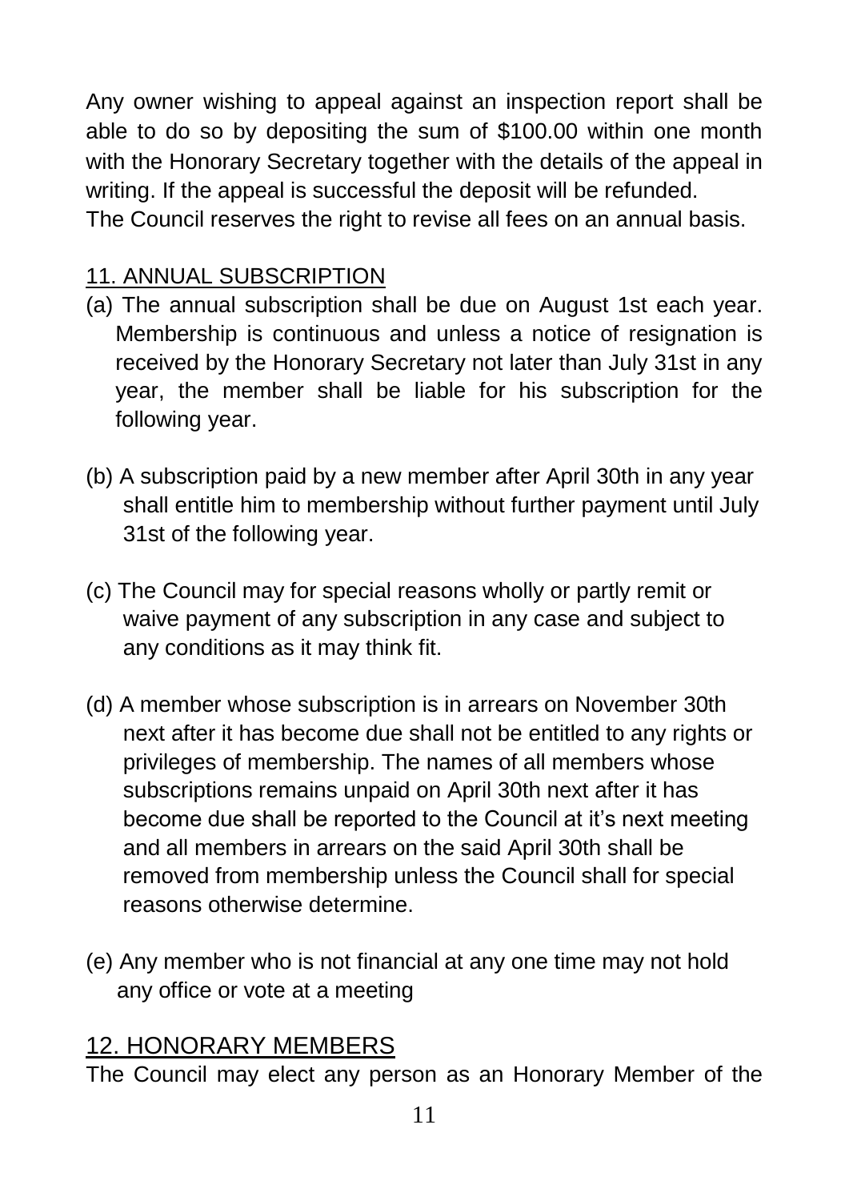Any owner wishing to appeal against an inspection report shall be able to do so by depositing the sum of $100.00 within one month with the Honorary Secretary together with the details of the appeal in writing. If the appeal is successful the deposit will be refunded.
The Council reserves the right to revise all fees on an annual basis.

## 11. ANNUAL SUBSCRIPTION

(a) The annual subscription shall be due on August 1st each year. Membership is continuous and unless a notice of resignation is received by the Honorary Secretary not later than July 31st in any year, the member shall be liable for his subscription for the following year.

(b) A subscription paid by a new member after April 30th in any year shall entitle him to membership without further payment until July 31st of the following year.

(c) The Council may for special reasons wholly or partly remit or waive payment of any subscription in any case and subject to any conditions as it may think fit.

(d) A member whose subscription is in arrears on November 30th next after it has become due shall not be entitled to any rights or privileges of membership. The names of all members whose subscriptions remains unpaid on April 30th next after it has become due shall be reported to the Council at it's next meeting and all members in arrears on the said April 30th shall be removed from membership unless the Council shall for special reasons otherwise determine.

(e) Any member who is not financial at any one time may not hold any office or vote at a meeting

## 12. HONORARY MEMBERS

The Council may elect any person as an Honorary Member of the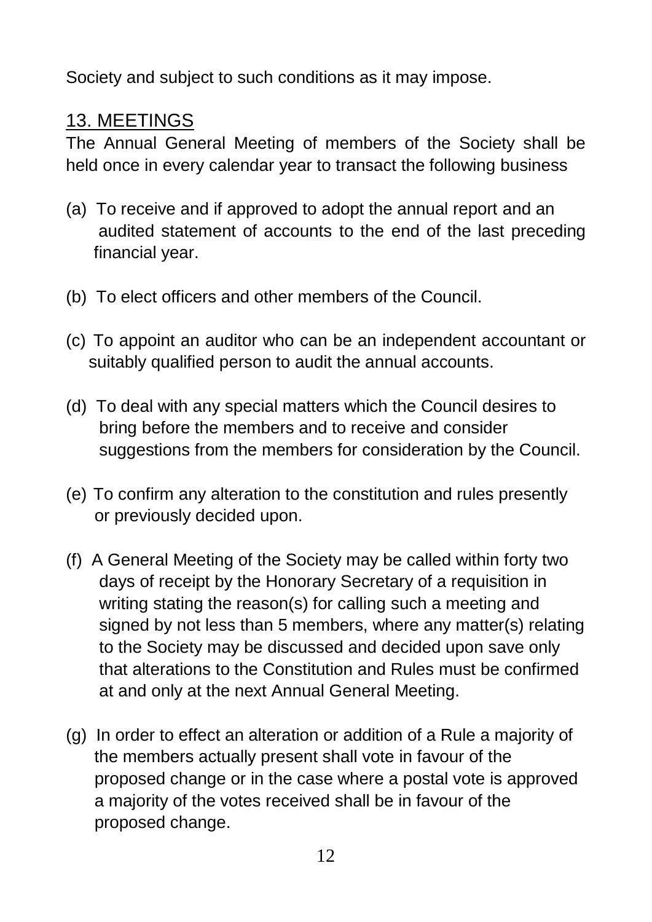Society and subject to such conditions as it may impose.

## 13. MEETINGS

The Annual General Meeting of members of the Society shall be held once in every calendar year to transact the following business

(a) To receive and if approved to adopt the annual report and an audited statement of accounts to the end of the last preceding financial year.

(b) To elect officers and other members of the Council.

(c) To appoint an auditor who can be an independent accountant or suitably qualified person to audit the annual accounts.

(d) To deal with any special matters which the Council desires to bring before the members and to receive and consider suggestions from the members for consideration by the Council.

(e) To confirm any alteration to the constitution and rules presently or previously decided upon.

(f) A General Meeting of the Society may be called within forty two days of receipt by the Honorary Secretary of a requisition in writing stating the reason(s) for calling such a meeting and signed by not less than 5 members, where any matter(s) relating to the Society may be discussed and decided upon save only that alterations to the Constitution and Rules must be confirmed at and only at the next Annual General Meeting.

(g) In order to effect an alteration or addition of a Rule a majority of the members actually present shall vote in favour of the proposed change or in the case where a postal vote is approved a majority of the votes received shall be in favour of the proposed change.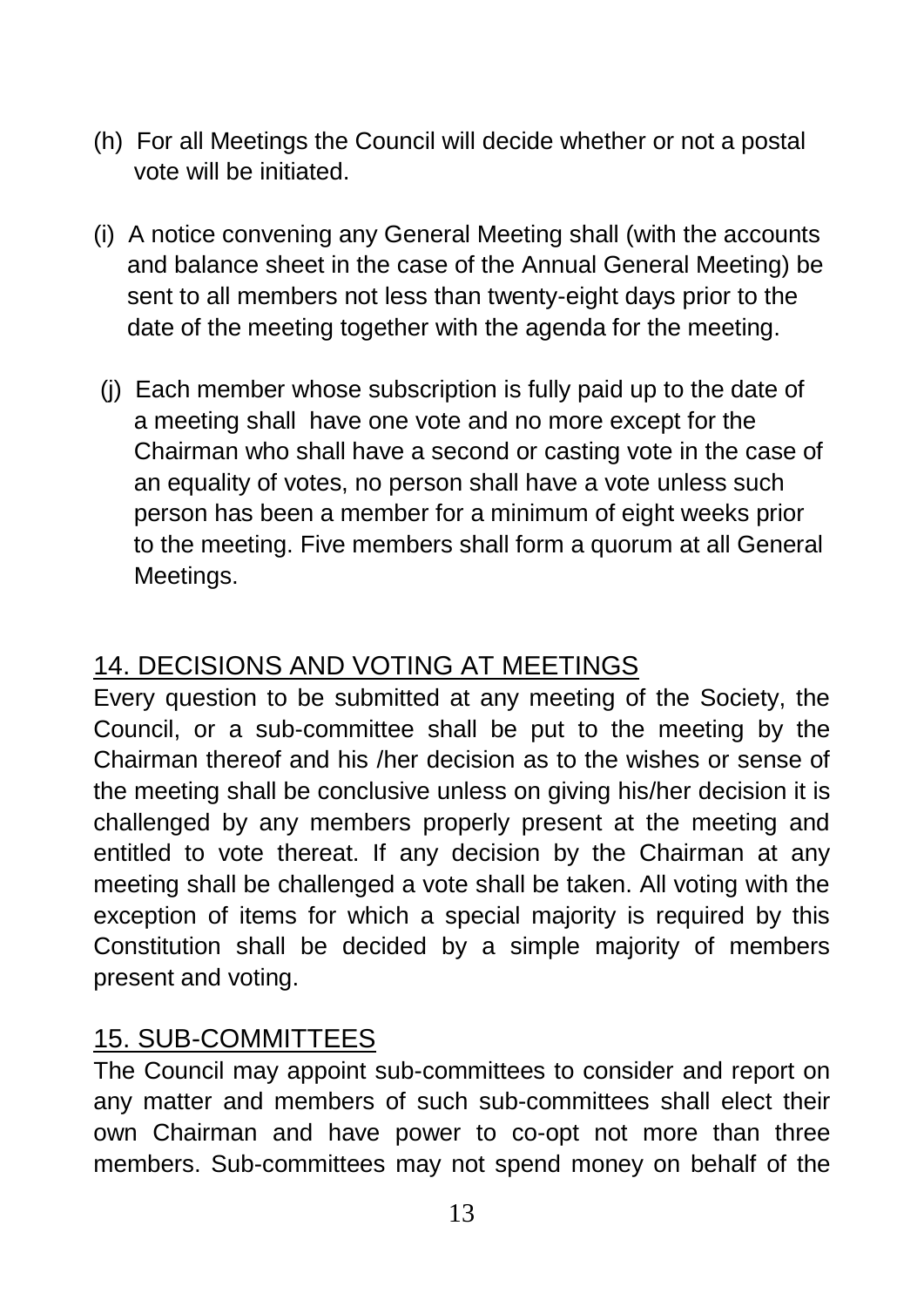(h) For all Meetings the Council will decide whether or not a postal vote will be initiated.

(i) A notice convening any General Meeting shall (with the accounts and balance sheet in the case of the Annual General Meeting) be sent to all members not less than twenty-eight days prior to the date of the meeting together with the agenda for the meeting.

(j) Each member whose subscription is fully paid up to the date of a meeting shall have one vote and no more except for the Chairman who shall have a second or casting vote in the case of an equality of votes, no person shall have a vote unless such person has been a member for a minimum of eight weeks prior to the meeting. Five members shall form a quorum at all General Meetings.

## 14. DECISIONS AND VOTING AT MEETINGS

Every question to be submitted at any meeting of the Society, the Council, or a sub-committee shall be put to the meeting by the Chairman thereof and his /her decision as to the wishes or sense of the meeting shall be conclusive unless on giving his/her decision it is challenged by any members properly present at the meeting and entitled to vote thereat. If any decision by the Chairman at any meeting shall be challenged a vote shall be taken. All voting with the exception of items for which a special majority is required by this Constitution shall be decided by a simple majority of members present and voting.

## 15. SUB-COMMITTEES

The Council may appoint sub-committees to consider and report on any matter and members of such sub-committees shall elect their own Chairman and have power to co-opt not more than three members. Sub-committees may not spend money on behalf of the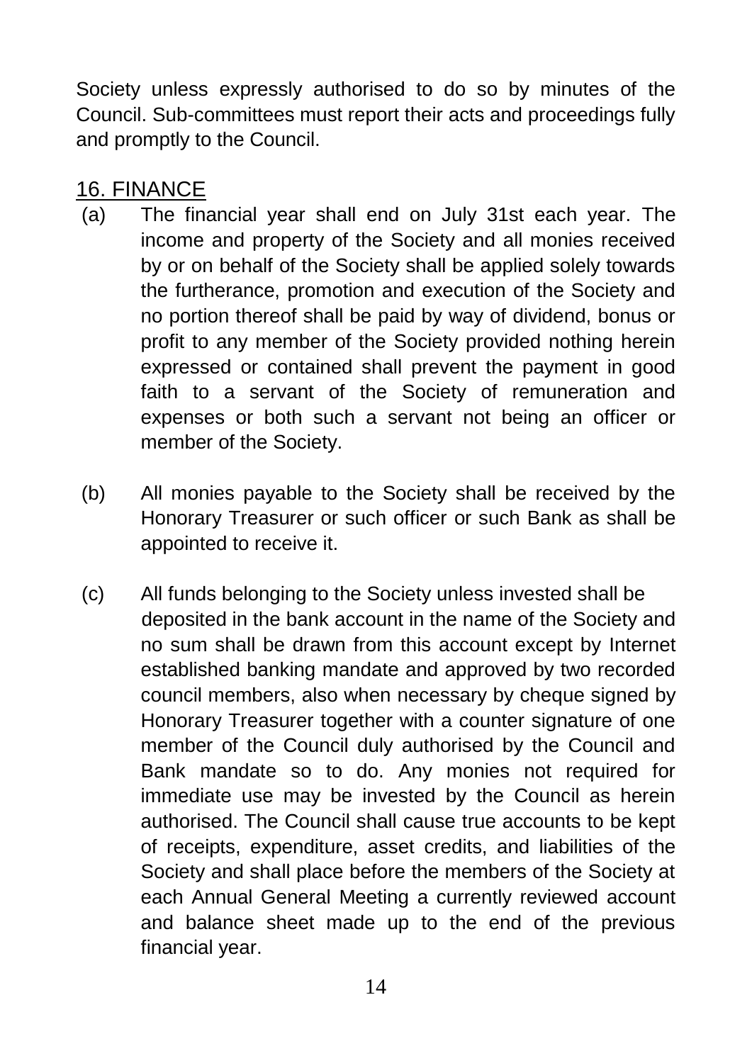Society unless expressly authorised to do so by minutes of the Council. Sub-committees must report their acts and proceedings fully and promptly to the Council.

## 16. FINANCE

(a) The financial year shall end on July 31st each year. The income and property of the Society and all monies received by or on behalf of the Society shall be applied solely towards the furtherance, promotion and execution of the Society and no portion thereof shall be paid by way of dividend, bonus or profit to any member of the Society provided nothing herein expressed or contained shall prevent the payment in good faith to a servant of the Society of remuneration and expenses or both such a servant not being an officer or member of the Society.

(b) All monies payable to the Society shall be received by the Honorary Treasurer or such officer or such Bank as shall be appointed to receive it.

(c) All funds belonging to the Society unless invested shall be deposited in the bank account in the name of the Society and no sum shall be drawn from this account except by Internet established banking mandate and approved by two recorded council members, also when necessary by cheque signed by Honorary Treasurer together with a counter signature of one member of the Council duly authorised by the Council and Bank mandate so to do. Any monies not required for immediate use may be invested by the Council as herein authorised. The Council shall cause true accounts to be kept of receipts, expenditure, asset credits, and liabilities of the Society and shall place before the members of the Society at each Annual General Meeting a currently reviewed account and balance sheet made up to the end of the previous financial year.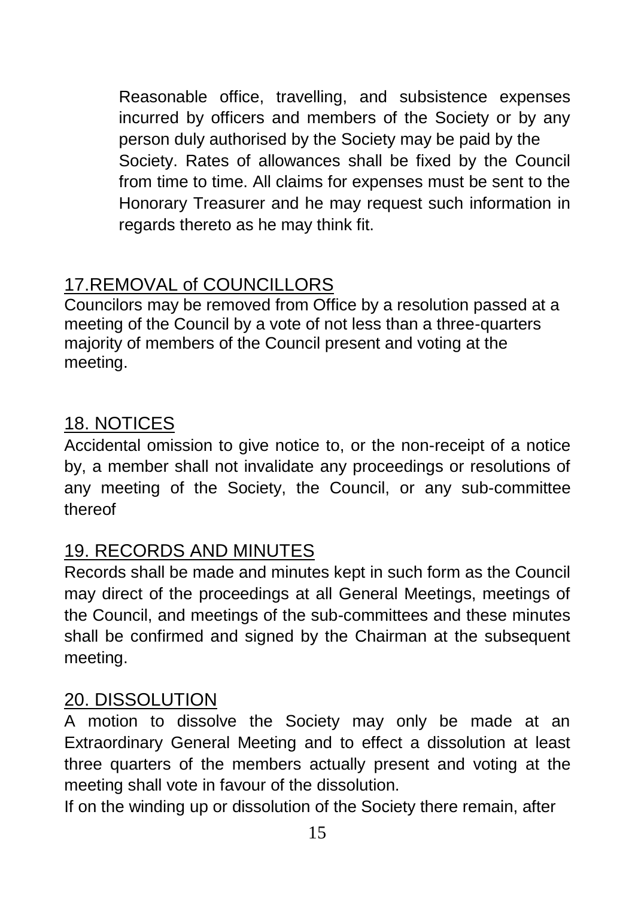Reasonable office, travelling, and subsistence expenses incurred by officers and members of the Society or by any person duly authorised by the Society may be paid by the Society. Rates of allowances shall be fixed by the Council from time to time. All claims for expenses must be sent to the Honorary Treasurer and he may request such information in regards thereto as he may think fit.

## 17.REMOVAL of COUNCILLORS

Councilors may be removed from Office by a resolution passed at a meeting of the Council by a vote of not less than a three-quarters majority of members of the Council present and voting at the meeting.

## 18. NOTICES

Accidental omission to give notice to, or the non-receipt of a notice by, a member shall not invalidate any proceedings or resolutions of any meeting of the Society, the Council, or any sub-committee thereof

## 19. RECORDS AND MINUTES

Records shall be made and minutes kept in such form as the Council may direct of the proceedings at all General Meetings, meetings of the Council, and meetings of the sub-committees and these minutes shall be confirmed and signed by the Chairman at the subsequent meeting.

## 20. DISSOLUTION

A motion to dissolve the Society may only be made at an Extraordinary General Meeting and to effect a dissolution at least three quarters of the members actually present and voting at the meeting shall vote in favour of the dissolution.

If on the winding up or dissolution of the Society there remain, after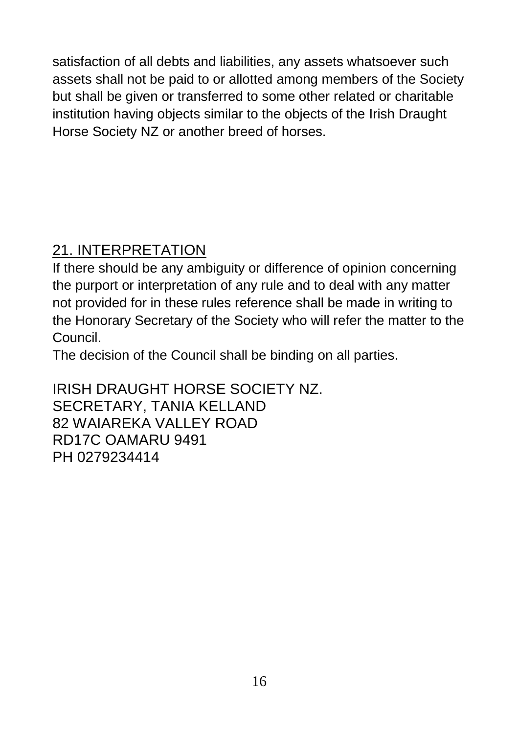satisfaction of all debts and liabilities, any assets whatsoever such assets shall not be paid to or allotted among members of the Society but shall be given or transferred to some other related or charitable institution having objects similar to the objects of the Irish Draught Horse Society NZ or another breed of horses.

## 21. INTERPRETATION

If there should be any ambiguity or difference of opinion concerning the purport or interpretation of any rule and to deal with any matter not provided for in these rules reference shall be made in writing to the Honorary Secretary of the Society who will refer the matter to the Council.

The decision of the Council shall be binding on all parties.

IRISH DRAUGHT HORSE SOCIETY NZ.
SECRETARY, TANIA KELLAND
82 WAIAREKA VALLEY ROAD
RD17C OAMARU 9491
PH 0279234414